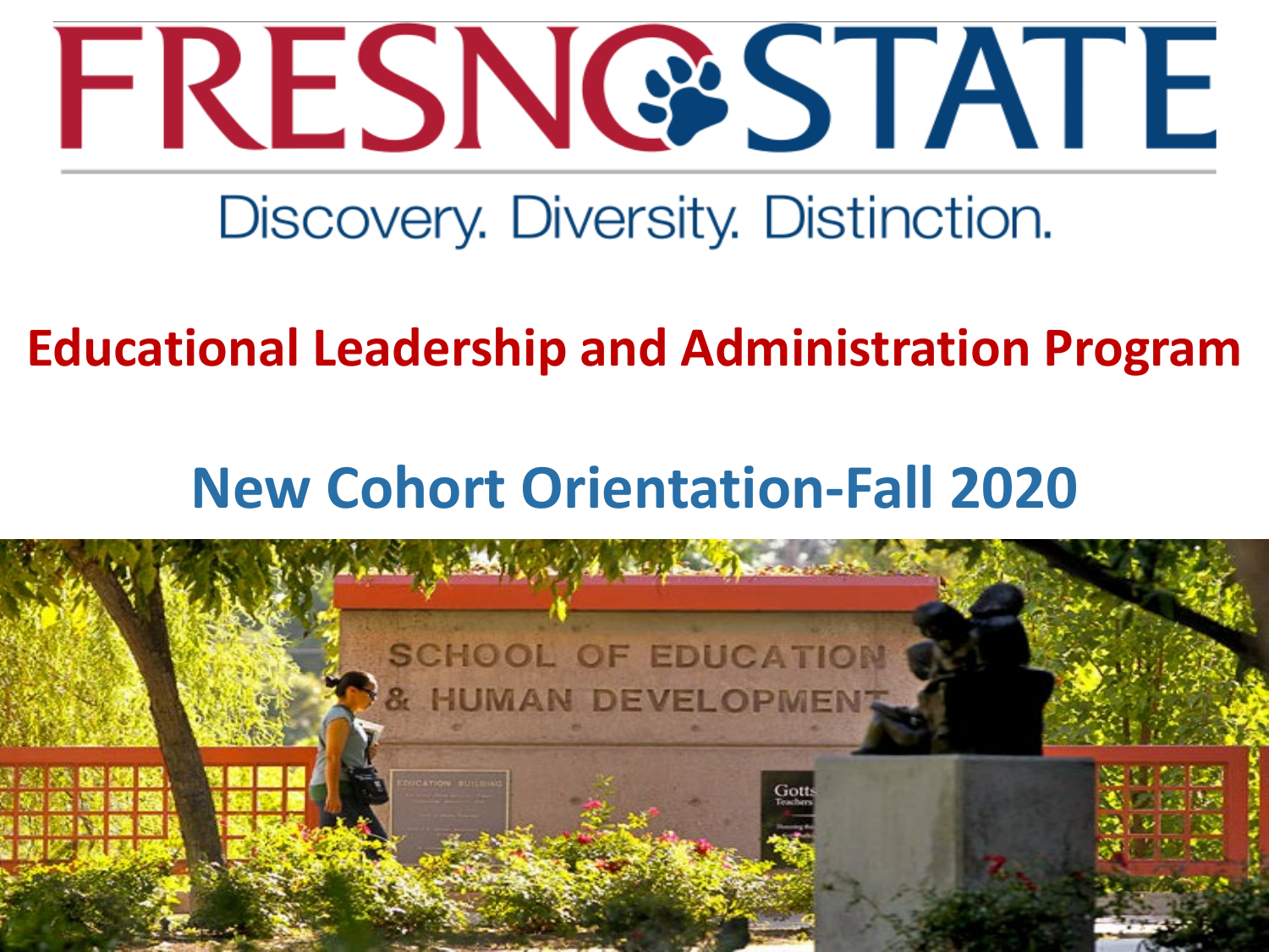# FRESNO STATE

Discovery. Diversity. Distinction.

## Educational Leadership and Administration Program

## New Cohort Orientation-Fall 2020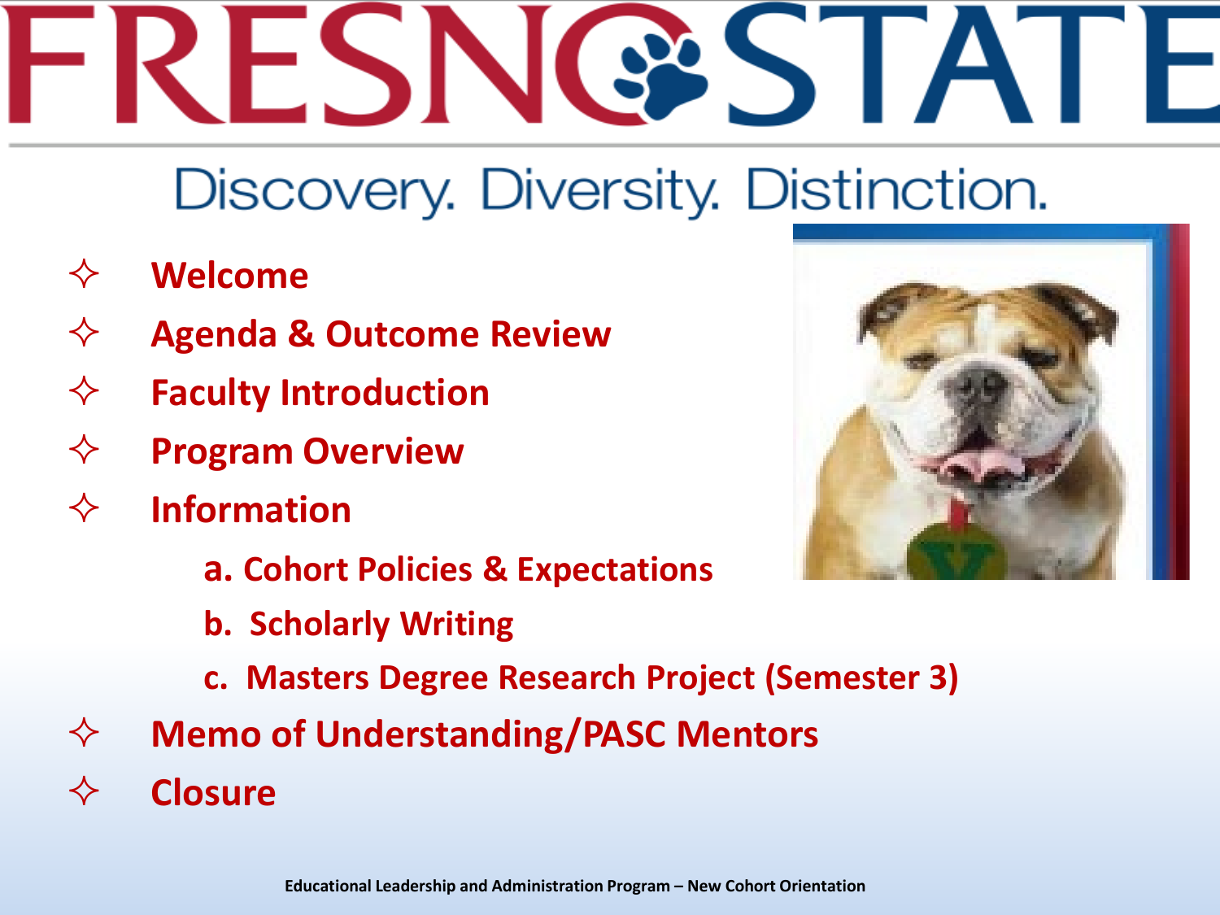# FRESNO STATE

Discovery. Diversity. Distinction.

- Welcome
- Agenda & Outcome Review
- Faculty Introduction
- Program Overview
- Information
  - a. Cohort Policies & Expectations
  - b. Scholarly Writing
  - c. Masters Degree Research Project (Semester 3)
- Memo of Understanding/PASC Mentors
- Closure

Educational Leadership and Administration Program – New Cohort Orientation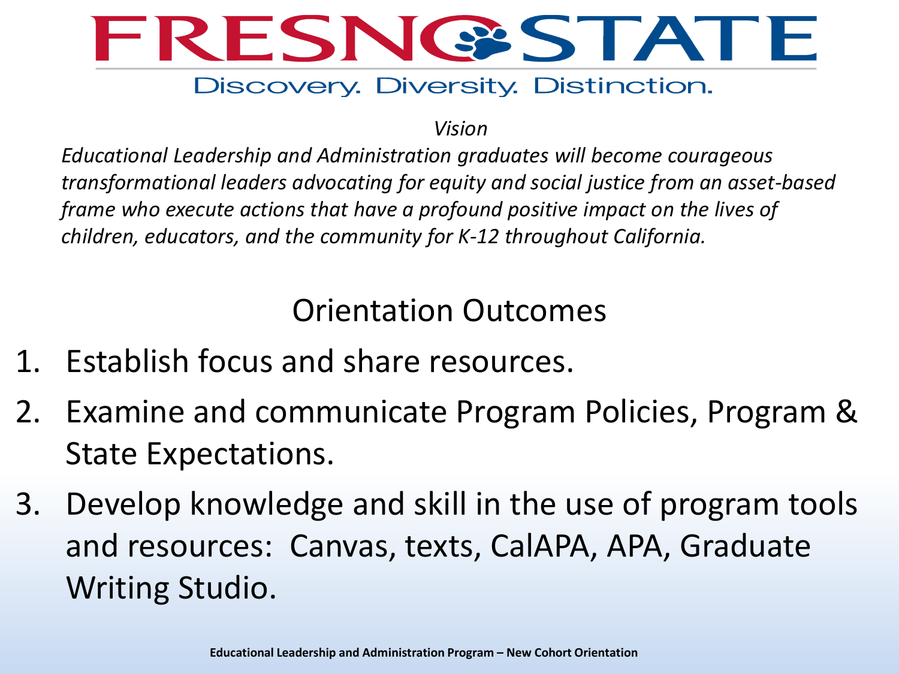# FRESNO STATE

Discovery. Diversity. Distinction.

*Vision*

*Educational Leadership and Administration graduates will become courageous transformational leaders advocating for equity and social justice from an asset-based frame who execute actions that have a profound positive impact on the lives of children, educators, and the community for K-12 throughout California.*

## Orientation Outcomes

1. Establish focus and share resources.
2. Examine and communicate Program Policies, Program & State Expectations.
3. Develop knowledge and skill in the use of program tools and resources: Canvas, texts, CalAPA, APA, Graduate Writing Studio.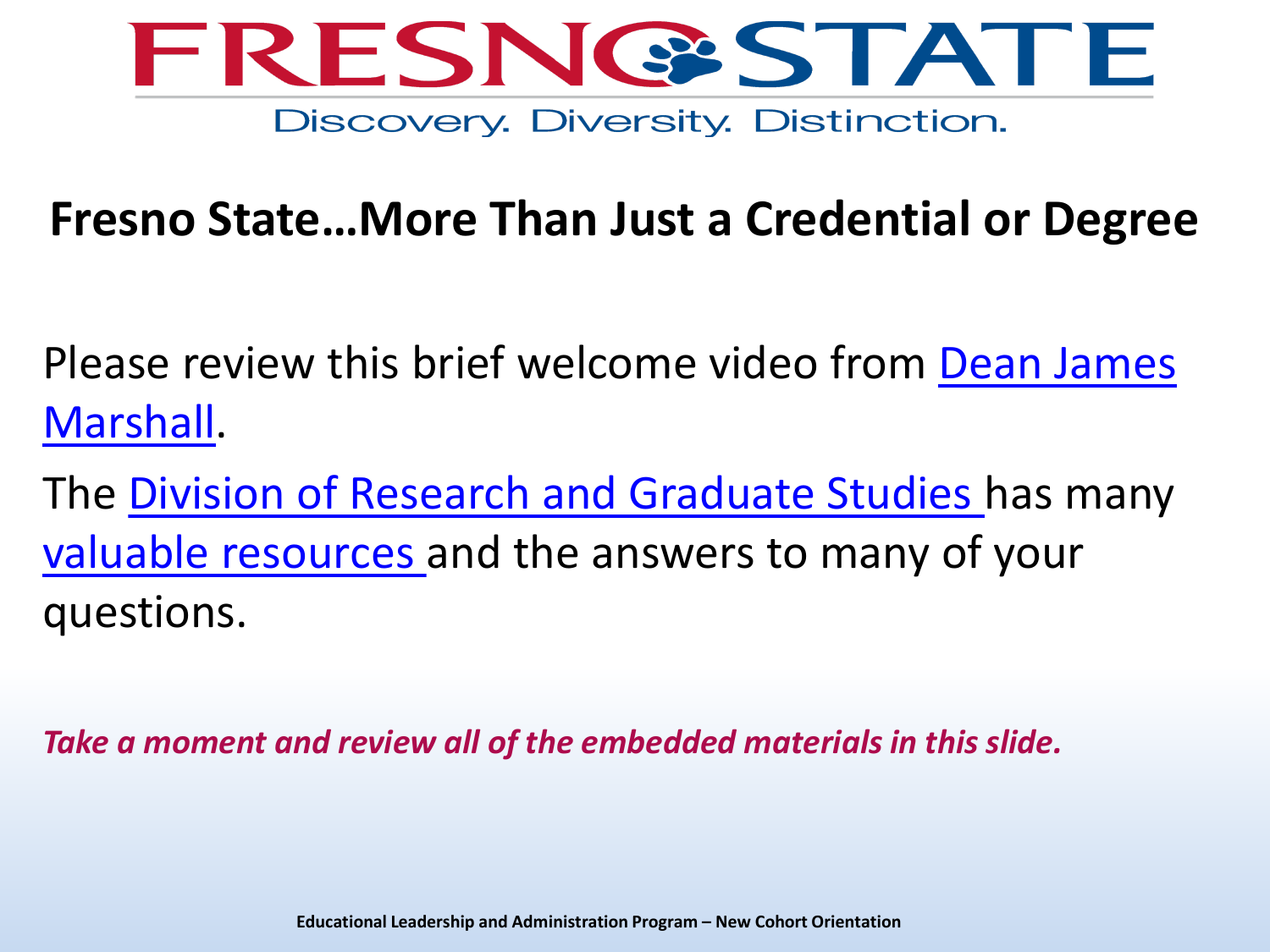FRESNO STATE

Discovery. Diversity. Distinction.

## Fresno State…More Than Just a Credential or Degree

Please review this brief welcome video from Dean James Marshall.

The Division of Research and Graduate Studies has many valuable resources and the answers to many of your questions.

***Take a moment and review all of the embedded materials in this slide.***

**Educational Leadership and Administration Program – New Cohort Orientation**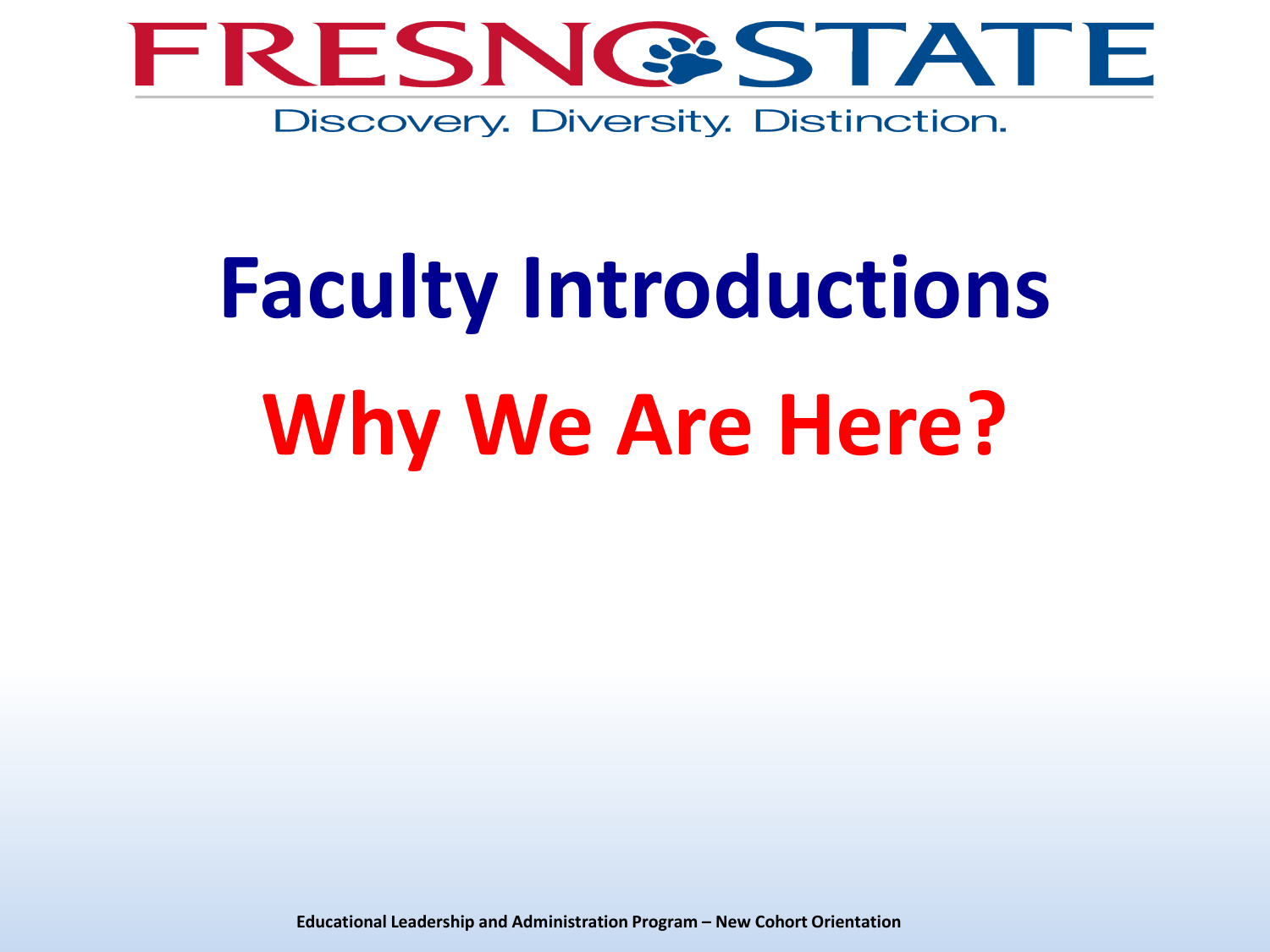# Faculty Introductions

# Why We Are Here?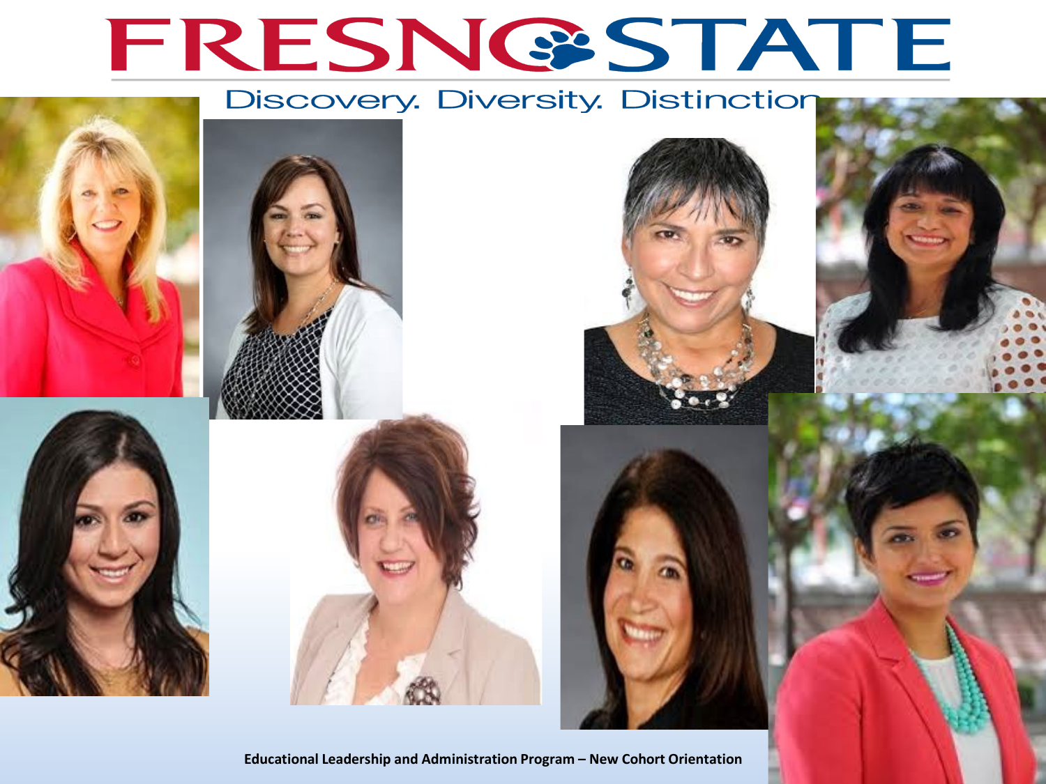# FRESNO STATE

Discovery. Diversity. Distinction

**Educational Leadership and Administration Program – New Cohort Orientation**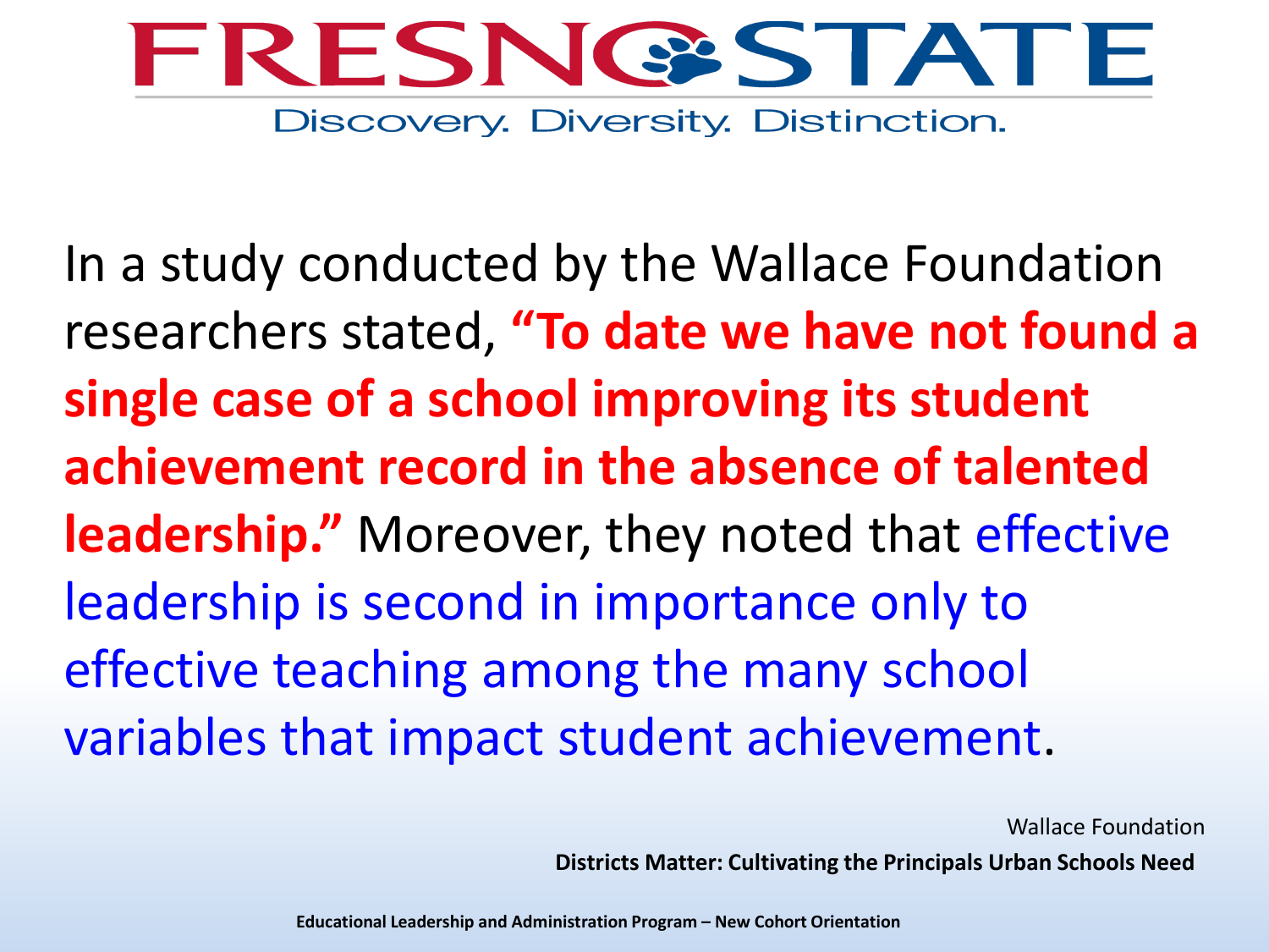In a study conducted by the Wallace Foundation researchers stated, **"To date we have not found a single case of a school improving its student achievement record in the absence of talented leadership."** Moreover, they noted that effective leadership is second in importance only to effective teaching among the many school variables that impact student achievement.

Wallace Foundation

**Districts Matter: Cultivating the Principals Urban Schools Need**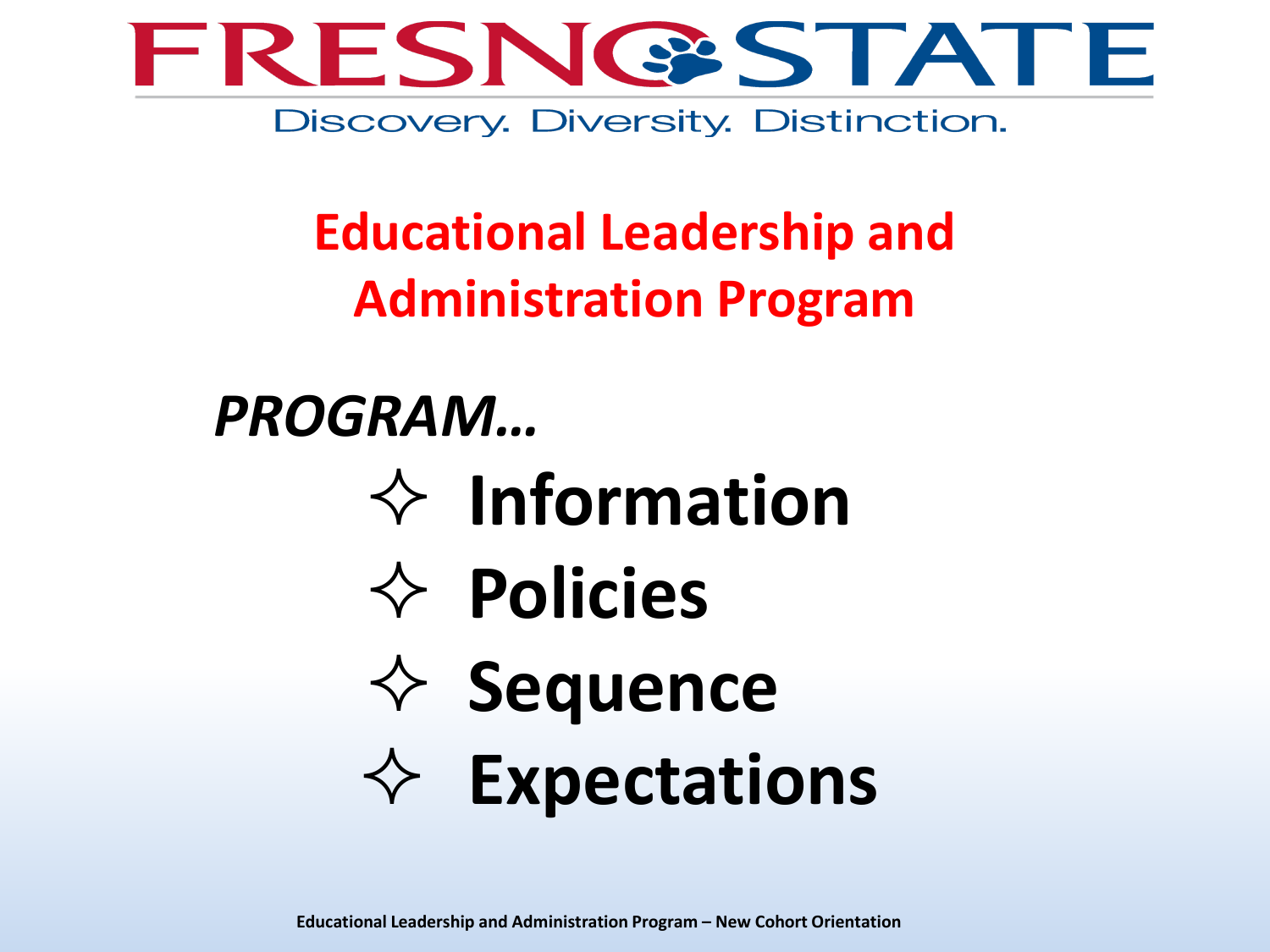FRESNO STATE

Discovery. Diversity. Distinction.

## Educational Leadership and Administration Program

***PROGRAM…***

- **Information**
- **Policies**
- **Sequence**
- **Expectations**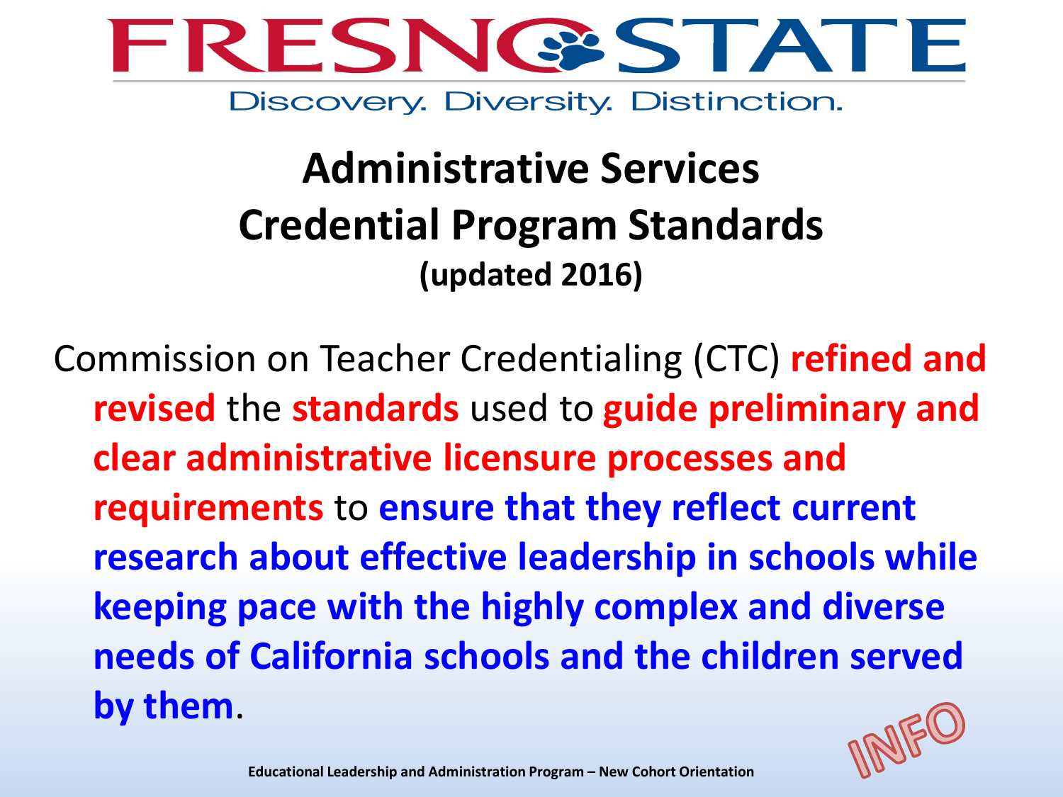FRESNO STATE

Discovery. Diversity. Distinction.

# Administrative Services Credential Program Standards

**(updated 2016)**

Commission on Teacher Credentialing (CTC) **refined and revised** the **standards** used to **guide preliminary and clear administrative licensure processes and requirements** to **ensure that they reflect current research about effective leadership in schools while keeping pace with the highly complex and diverse needs of California schools and the children served by them**.

INFO

Educational Leadership and Administration Program – New Cohort Orientation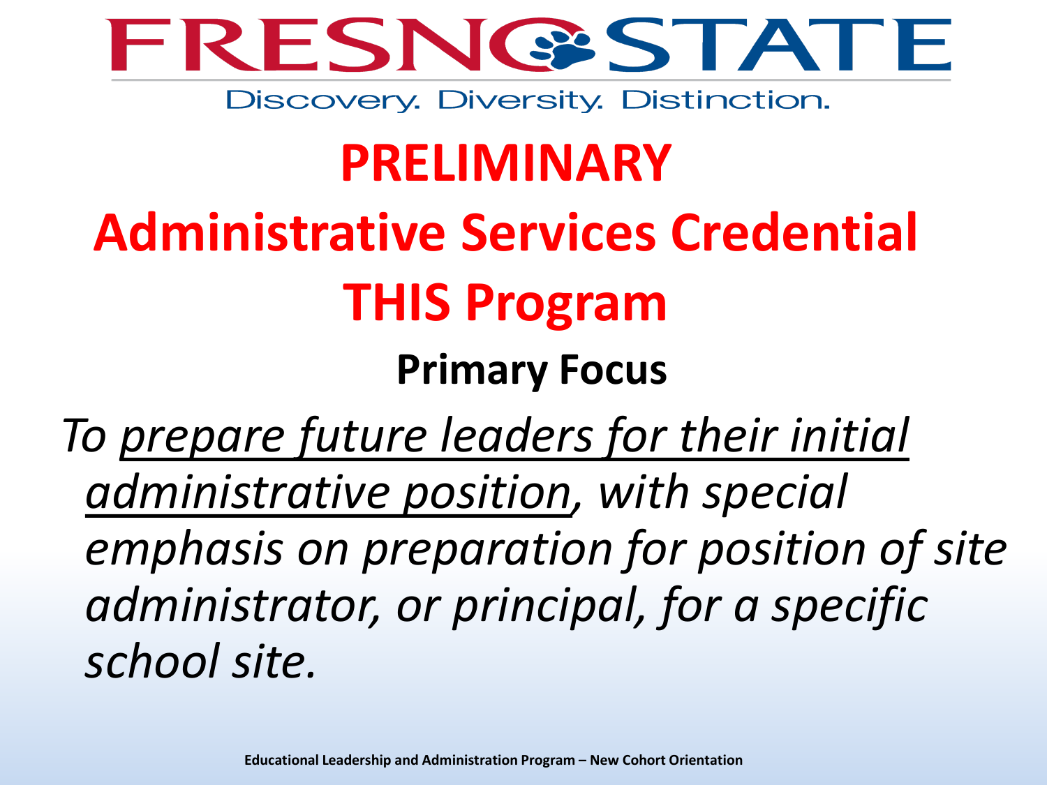FRESNO STATE

Discovery. Diversity. Distinction.

# PRELIMINARY Administrative Services Credential THIS Program

## Primary Focus

*To <u>prepare future leaders for their initial administrative position</u>, with special emphasis on preparation for position of site administrator, or principal, for a specific school site.*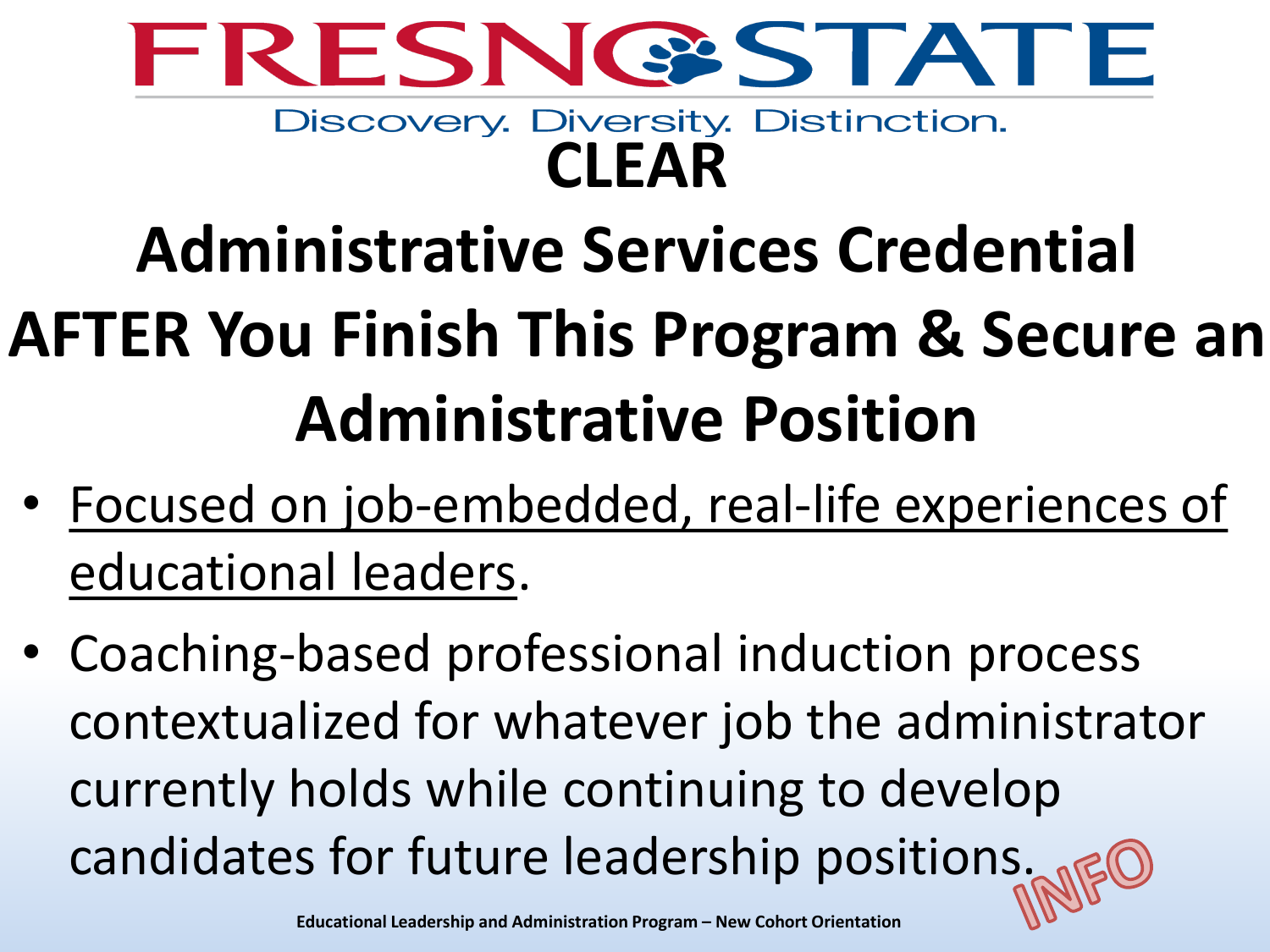# CLEAR Administrative Services Credential AFTER You Finish This Program & Secure an Administrative Position

- Focused on job-embedded, real-life experiences of educational leaders.
- Coaching-based professional induction process contextualized for whatever job the administrator currently holds while continuing to develop candidates for future leadership positions.

INFO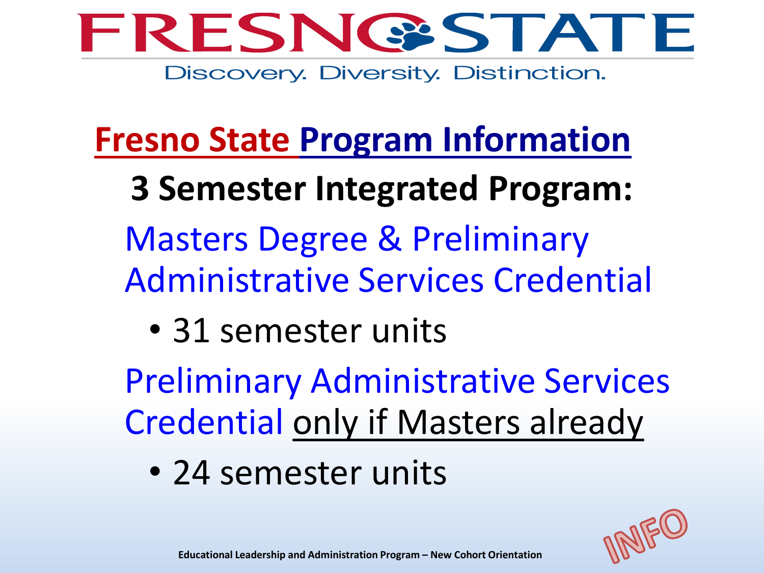# Fresno State Program Information

**3 Semester Integrated Program:**

Masters Degree & Preliminary Administrative Services Credential

- 31 semester units

Preliminary Administrative Services Credential only if Masters already

- 24 semester units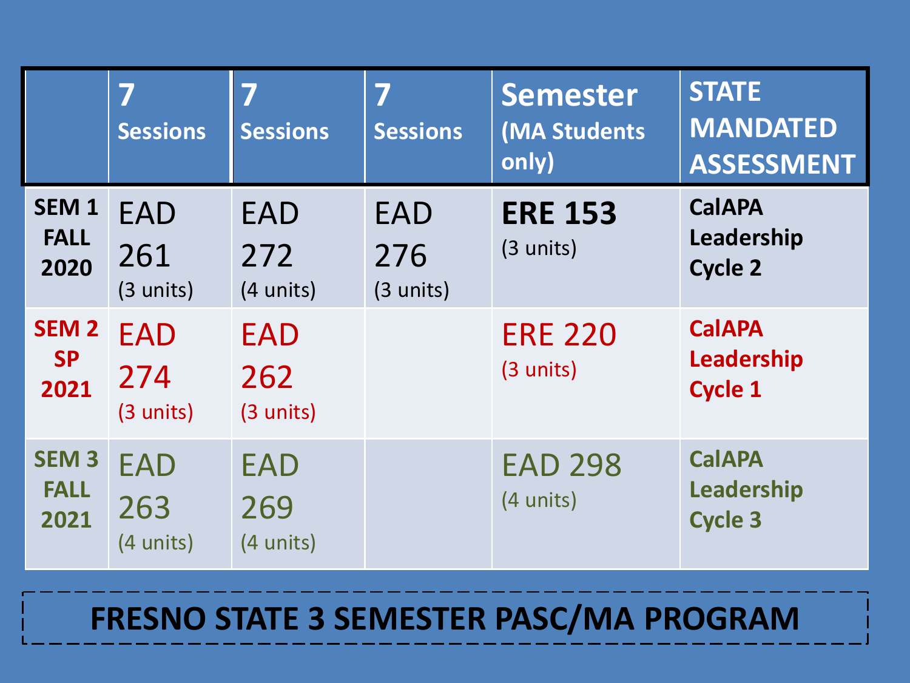| | 7 Sessions | 7 Sessions | 7 Sessions | Semester (MA Students only) | STATE MANDATED ASSESSMENT |
|---|---|---|---|---|---|
| **SEM 1 FALL 2020** | EAD 261 (3 units) | EAD 272 (4 units) | EAD 276 (3 units) | **ERE 153** (3 units) | **CalAPA Leadership Cycle 2** |
| **SEM 2 SP 2021** | EAD 274 (3 units) | EAD 262 (3 units) | | ERE 220 (3 units) | **CalAPA Leadership Cycle 1** |
| **SEM 3 FALL 2021** | EAD 263 (4 units) | EAD 269 (4 units) | | EAD 298 (4 units) | **CalAPA Leadership Cycle 3** |

**FRESNO STATE 3 SEMESTER PASC/MA PROGRAM**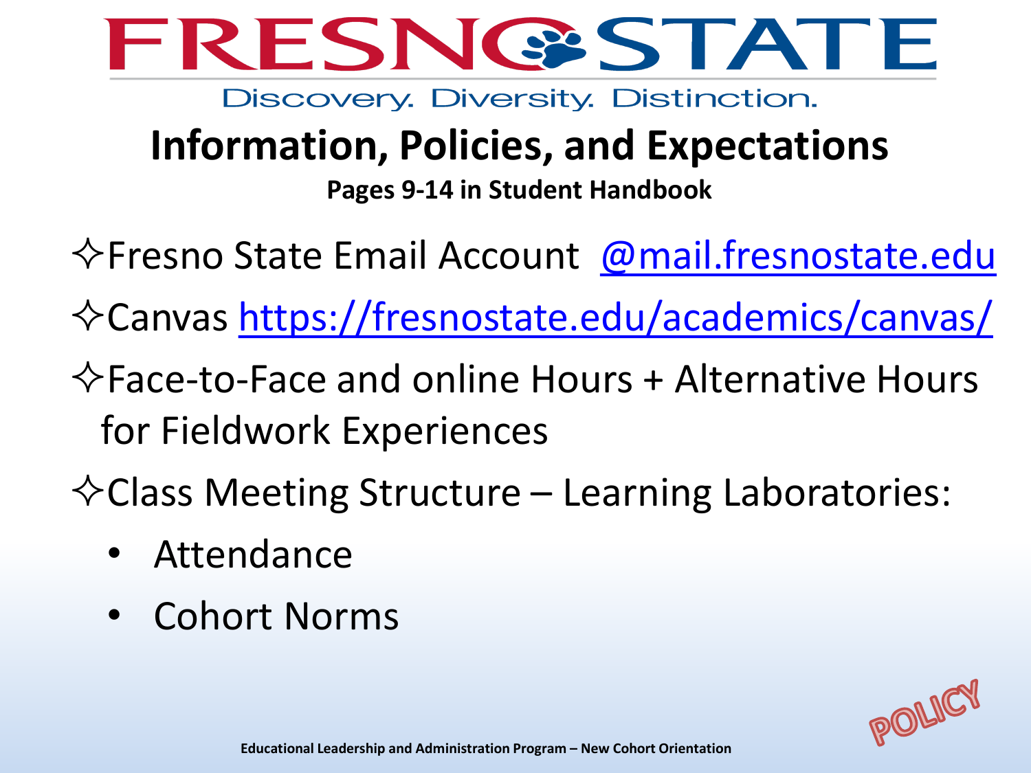# FRESNO STATE

Discovery. Diversity. Distinction.

## Information, Policies, and Expectations

**Pages 9-14 in Student Handbook**

✧Fresno State Email Account @mail.fresnostate.edu

✧Canvas https://fresnostate.edu/academics/canvas/

✧Face-to-Face and online Hours + Alternative Hours for Fieldwork Experiences

✧Class Meeting Structure – Learning Laboratories:

- Attendance
- Cohort Norms

POLICY

**Educational Leadership and Administration Program – New Cohort Orientation**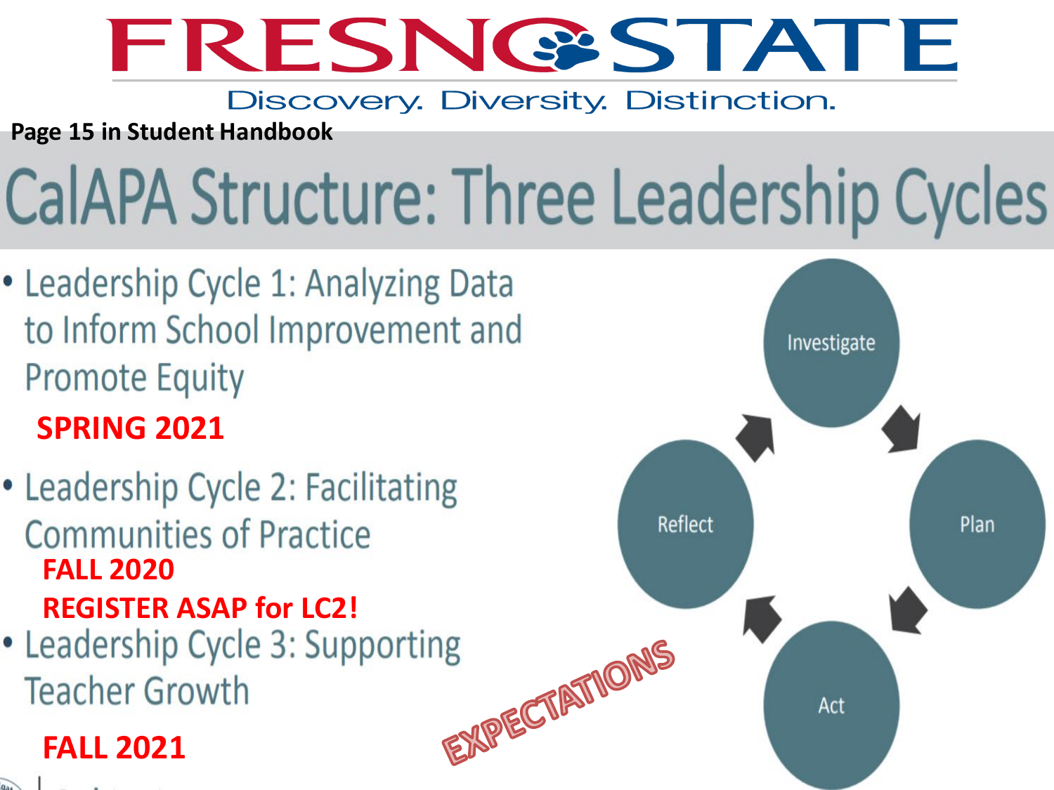FRESNO STATE

Discovery. Diversity. Distinction.

**Page 15 in Student Handbook**

# CalAPA Structure: Three Leadership Cycles

- Leadership Cycle 1: Analyzing Data to Inform School Improvement and Promote Equity

  **SPRING 2021**

- Leadership Cycle 2: Facilitating Communities of Practice

  **FALL 2020**

  **REGISTER ASAP for LC2!**

- Leadership Cycle 3: Supporting Teacher Growth

  **FALL 2021**

Investigate

Plan

Act

Reflect

EXPECTATIONS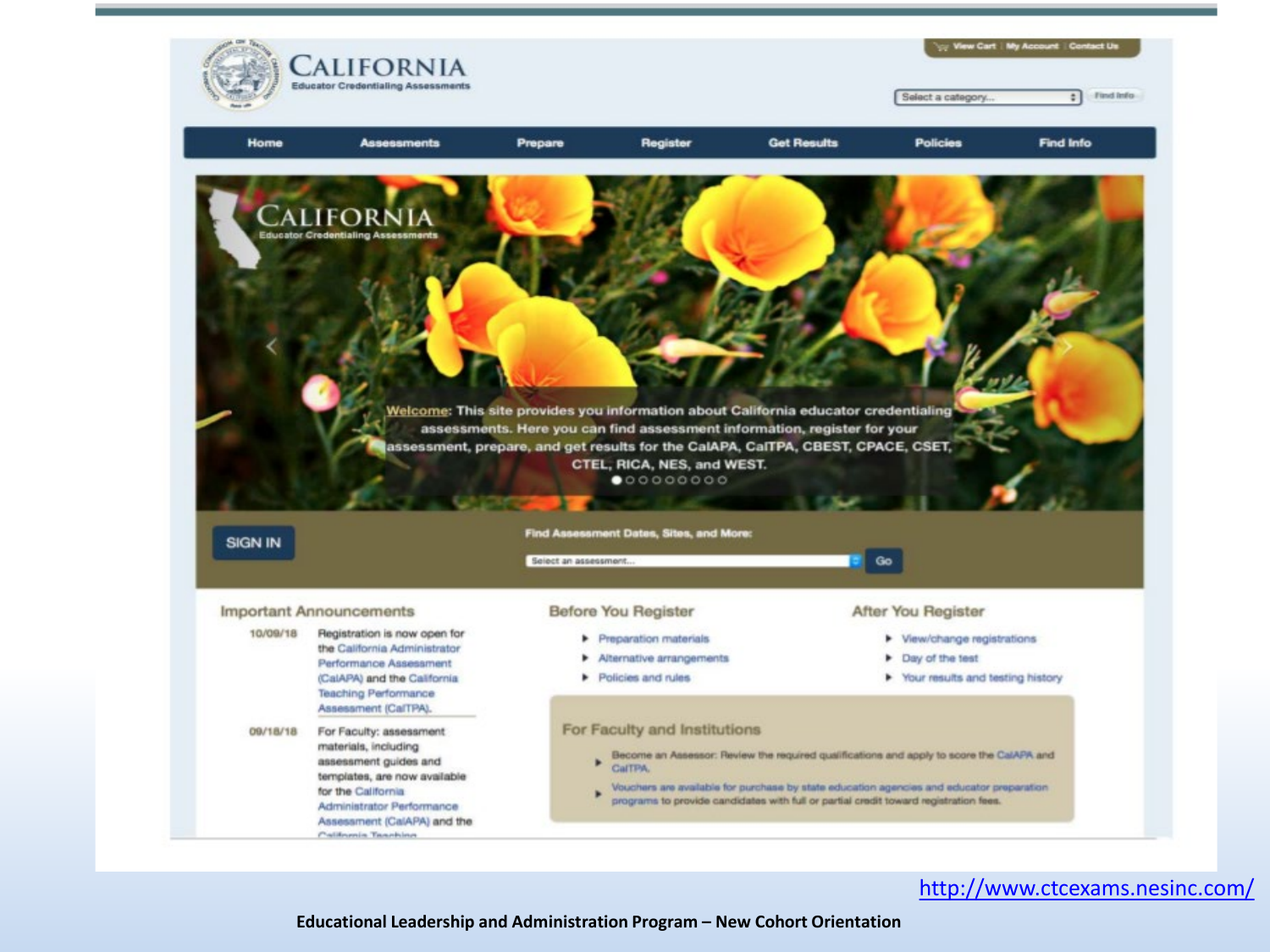# CALIFORNIA
Educator Credentialing Assessments

View Cart | My Account | Contact Us

Select a category... Find Info

Home | Assessments | Prepare | Register | Get Results | Policies | Find Info

CALIFORNIA
Educator Credentialing Assessments

Welcome: This site provides you information about California educator credentialing assessments. Here you can find assessment information, register for your assessment, prepare, and get results for the CalAPA, CalTPA, CBEST, CPACE, CSET, CTEL, RICA, NES, and WEST.

SIGN IN

Find Assessment Dates, Sites, and More:

Select an assessment... Go

## Important Announcements

10/09/18 Registration is now open for the California Administrator Performance Assessment (CalAPA) and the California Teaching Performance Assessment (CalTPA).

09/18/18 For Faculty: assessment materials, including assessment guides and templates, are now available for the California Administrator Performance Assessment (CalAPA) and the California Teaching

## Before You Register

- Preparation materials
- Alternative arrangements
- Policies and rules

## After You Register

- View/change registrations
- Day of the test
- Your results and testing history

## For Faculty and Institutions

- Become an Assessor: Review the required qualifications and apply to score the CalAPA and CalTPA.
- Vouchers are available for purchase by state education agencies and educator preparation programs to provide candidates with full or partial credit toward registration fees.

http://www.ctcexams.nesinc.com/

Educational Leadership and Administration Program – New Cohort Orientation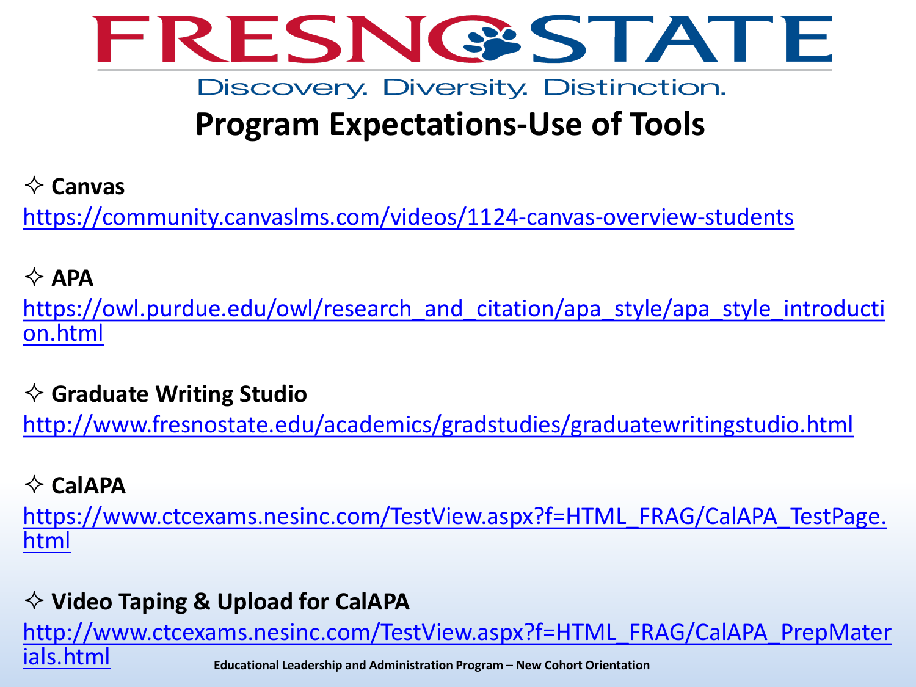FRESNO STATE

Discovery. Diversity. Distinction.

# Program Expectations-Use of Tools

✧ **Canvas**

https://community.canvaslms.com/videos/1124-canvas-overview-students

✧ **APA**

https://owl.purdue.edu/owl/research_and_citation/apa_style/apa_style_introduction.html

✧ **Graduate Writing Studio**

http://www.fresnostate.edu/academics/gradstudies/graduatewritingstudio.html

✧ **CalAPA**

https://www.ctcexams.nesinc.com/TestView.aspx?f=HTML_FRAG/CalAPA_TestPage.html

✧ **Video Taping & Upload for CalAPA**

http://www.ctcexams.nesinc.com/TestView.aspx?f=HTML_FRAG/CalAPA_PrepMaterials.html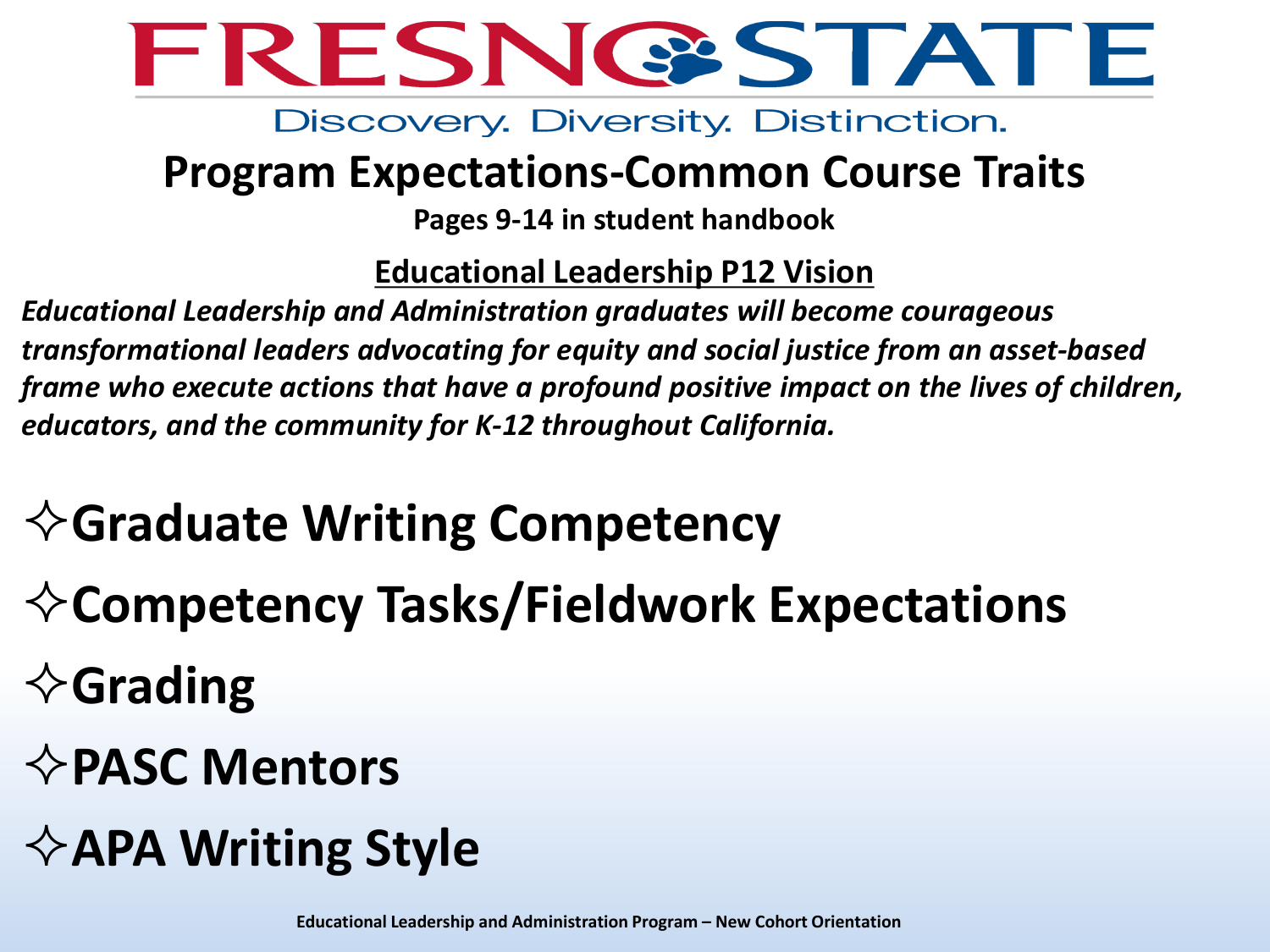FRESNO STATE

Discovery. Diversity. Distinction.

# Program Expectations-Common Course Traits

**Pages 9-14 in student handbook**

## Educational Leadership P12 Vision

***Educational Leadership and Administration graduates will become courageous transformational leaders advocating for equity and social justice from an asset-based frame who execute actions that have a profound positive impact on the lives of children, educators, and the community for K-12 throughout California.***

- **Graduate Writing Competency**
- **Competency Tasks/Fieldwork Expectations**
- **Grading**
- **PASC Mentors**
- **APA Writing Style**

**Educational Leadership and Administration Program – New Cohort Orientation**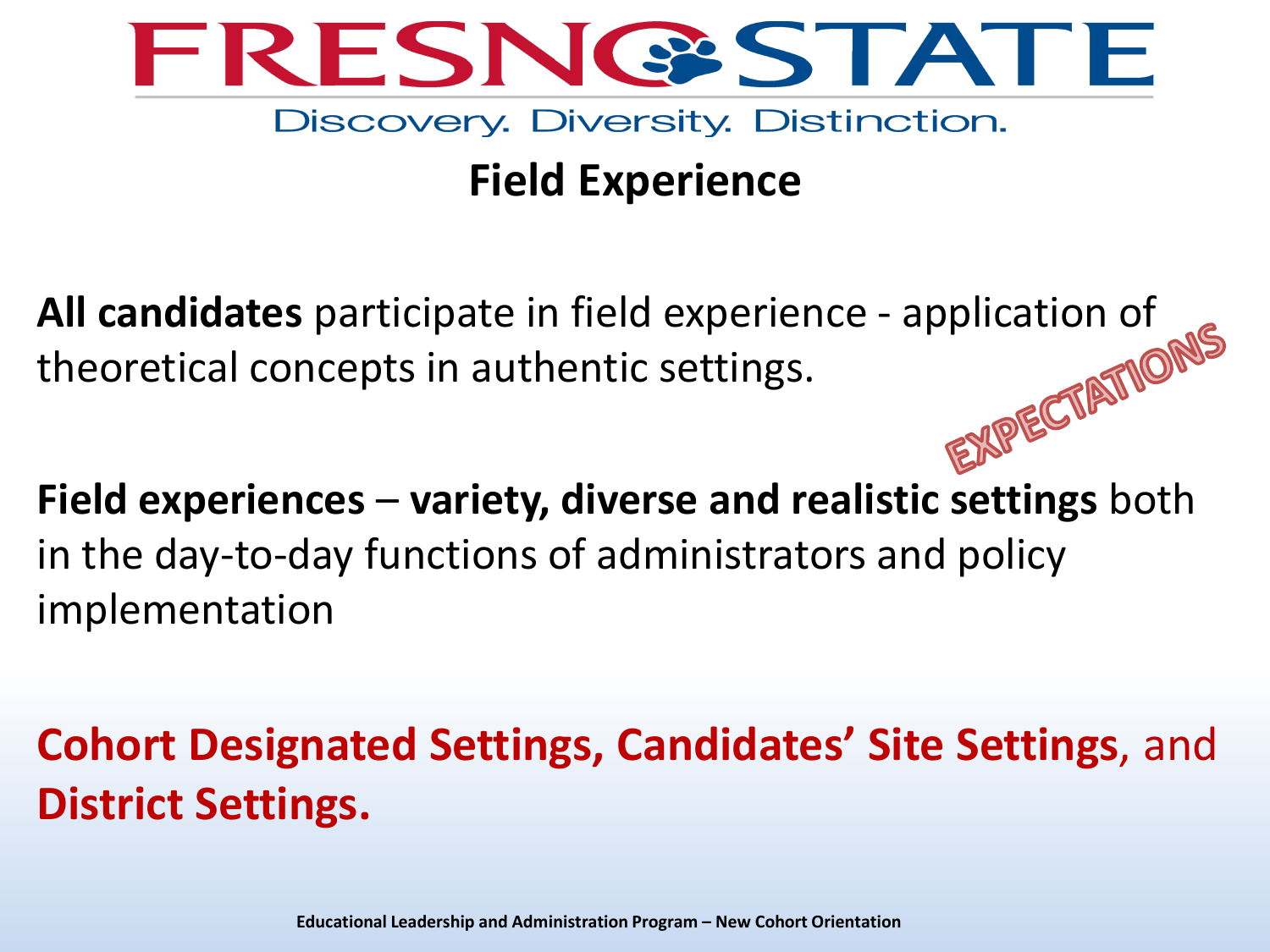FRESNO STATE

Discovery. Diversity. Distinction.

# Field Experience

**All candidates** participate in field experience - application of theoretical concepts in authentic settings.

EXPECTATIONS

**Field experiences** – **variety, diverse and realistic settings** both in the day-to-day functions of administrators and policy implementation

**Cohort Designated Settings, Candidates' Site Settings**, and **District Settings.**

Educational Leadership and Administration Program – New Cohort Orientation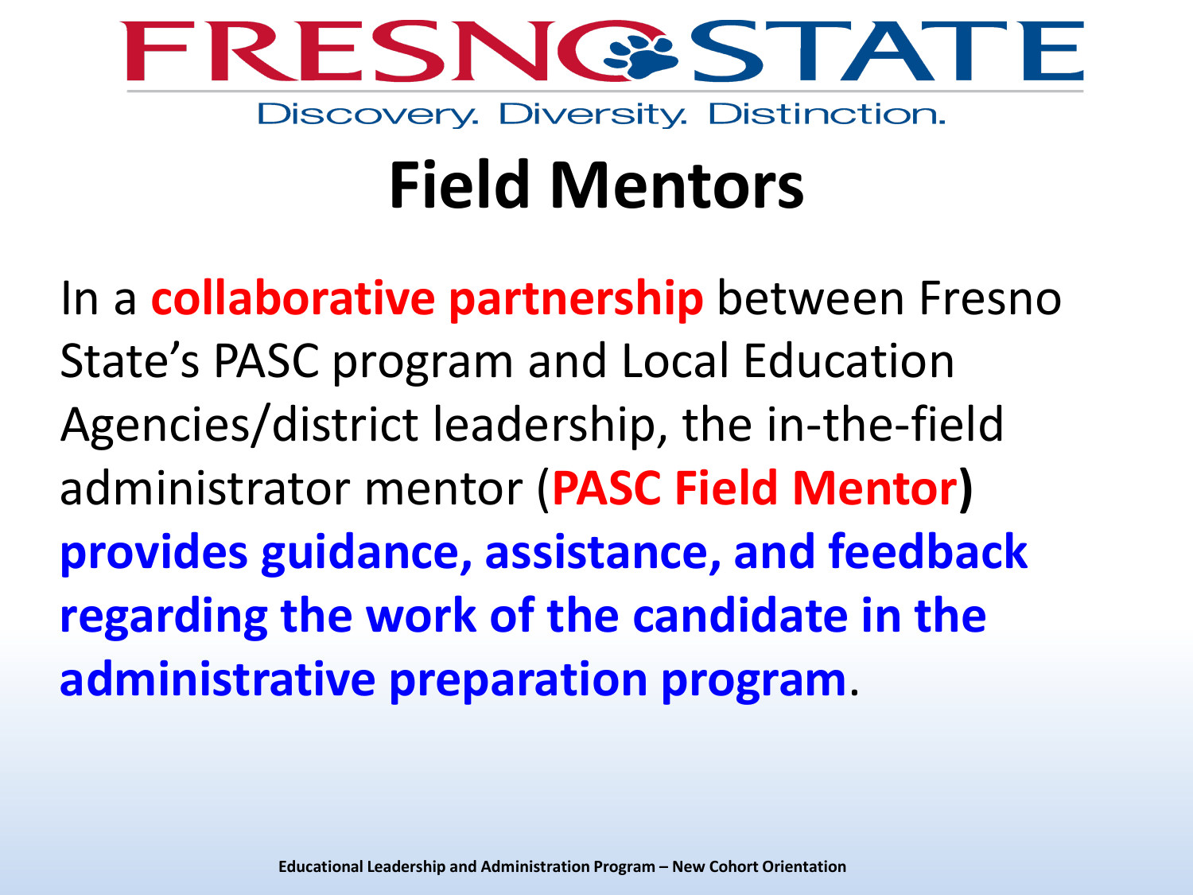# Field Mentors

In a **collaborative partnership** between Fresno State's PASC program and Local Education Agencies/district leadership, the in-the-field administrator mentor (**PASC Field Mentor**) **provides guidance, assistance, and feedback regarding the work of the candidate in the administrative preparation program**.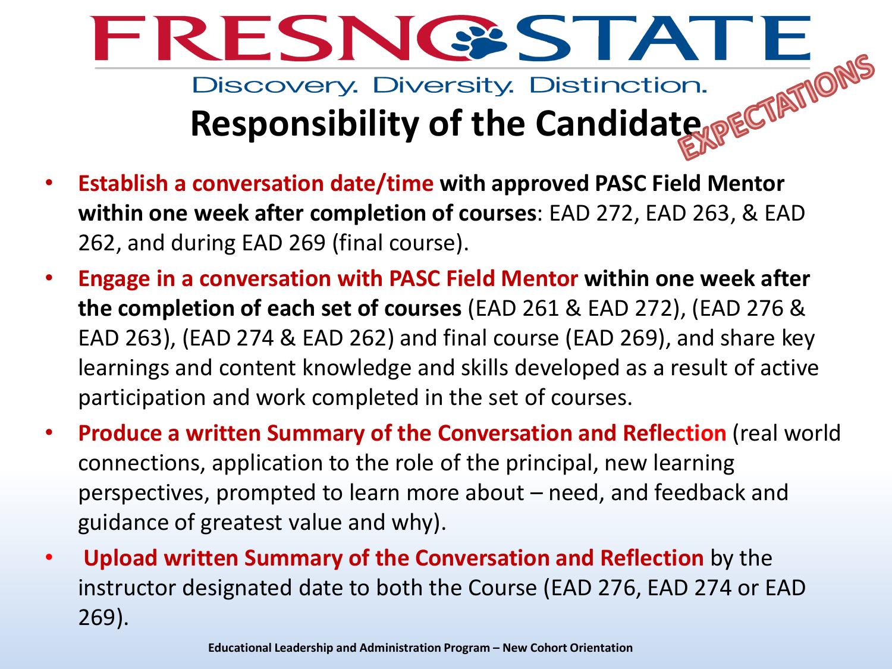FRESNO STATE

Discovery. Diversity. Distinction.

# Responsibility of the Candidate EXPECTATIONS

- **Establish a conversation date/time with approved PASC Field Mentor within one week after completion of courses**: EAD 272, EAD 263, & EAD 262, and during EAD 269 (final course).
- **Engage in a conversation with PASC Field Mentor within one week after the completion of each set of courses** (EAD 261 & EAD 272), (EAD 276 & EAD 263), (EAD 274 & EAD 262) and final course (EAD 269), and share key learnings and content knowledge and skills developed as a result of active participation and work completed in the set of courses.
- **Produce a written Summary of the Conversation and Reflection** (real world connections, application to the role of the principal, new learning perspectives, prompted to learn more about – need, and feedback and guidance of greatest value and why).
- **Upload written Summary of the Conversation and Reflection** by the instructor designated date to both the Course (EAD 276, EAD 274 or EAD 269).

Educational Leadership and Administration Program – New Cohort Orientation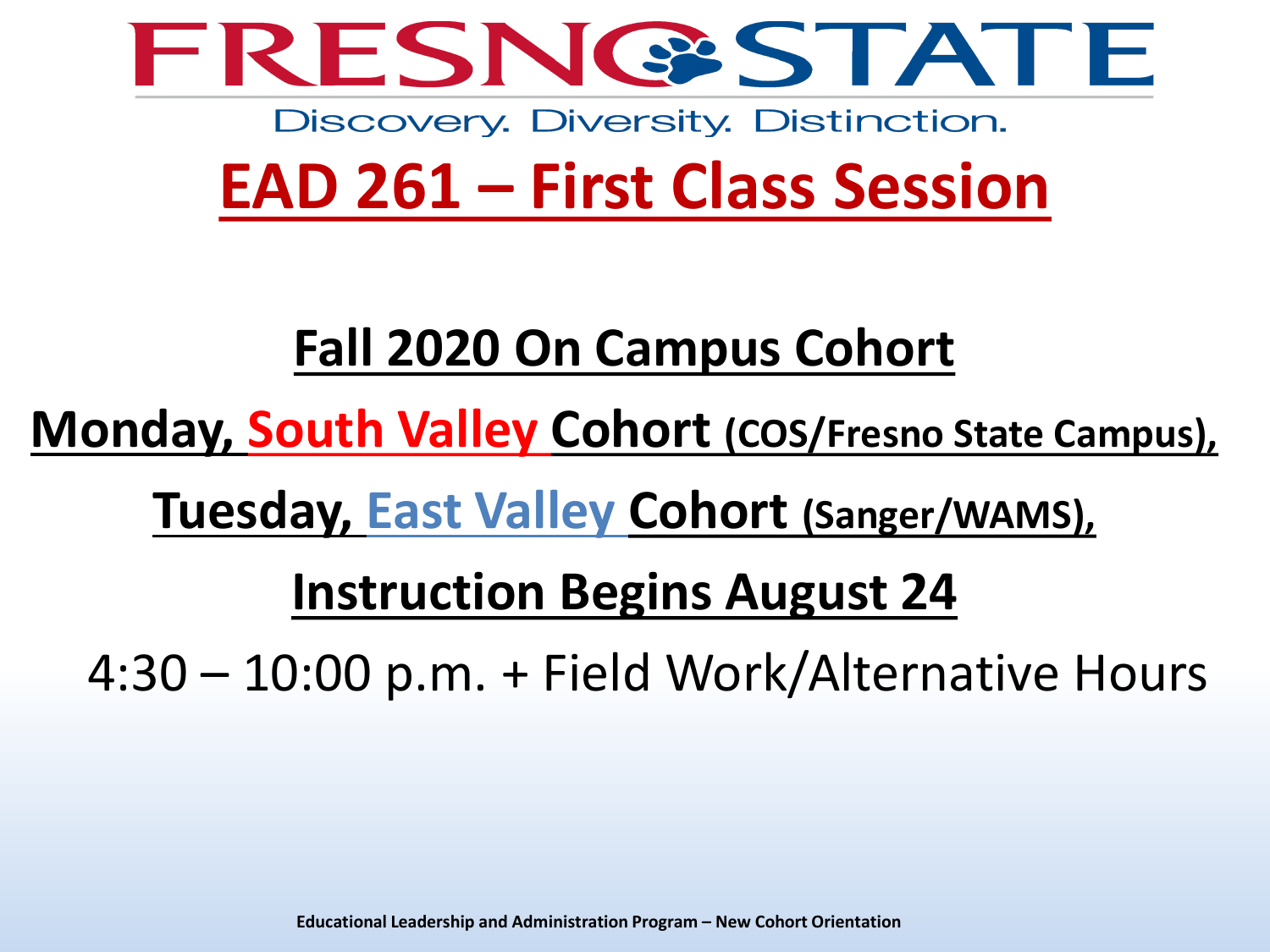# FRESNO STATE

Discovery. Diversity. Distinction.

## EAD 261 – First Class Session

**Fall 2020 On Campus Cohort**

**Monday, South Valley Cohort (COS/Fresno State Campus),**

**Tuesday, East Valley Cohort (Sanger/WAMS),**

**Instruction Begins August 24**

4:30 – 10:00 p.m. + Field Work/Alternative Hours

**Educational Leadership and Administration Program – New Cohort Orientation**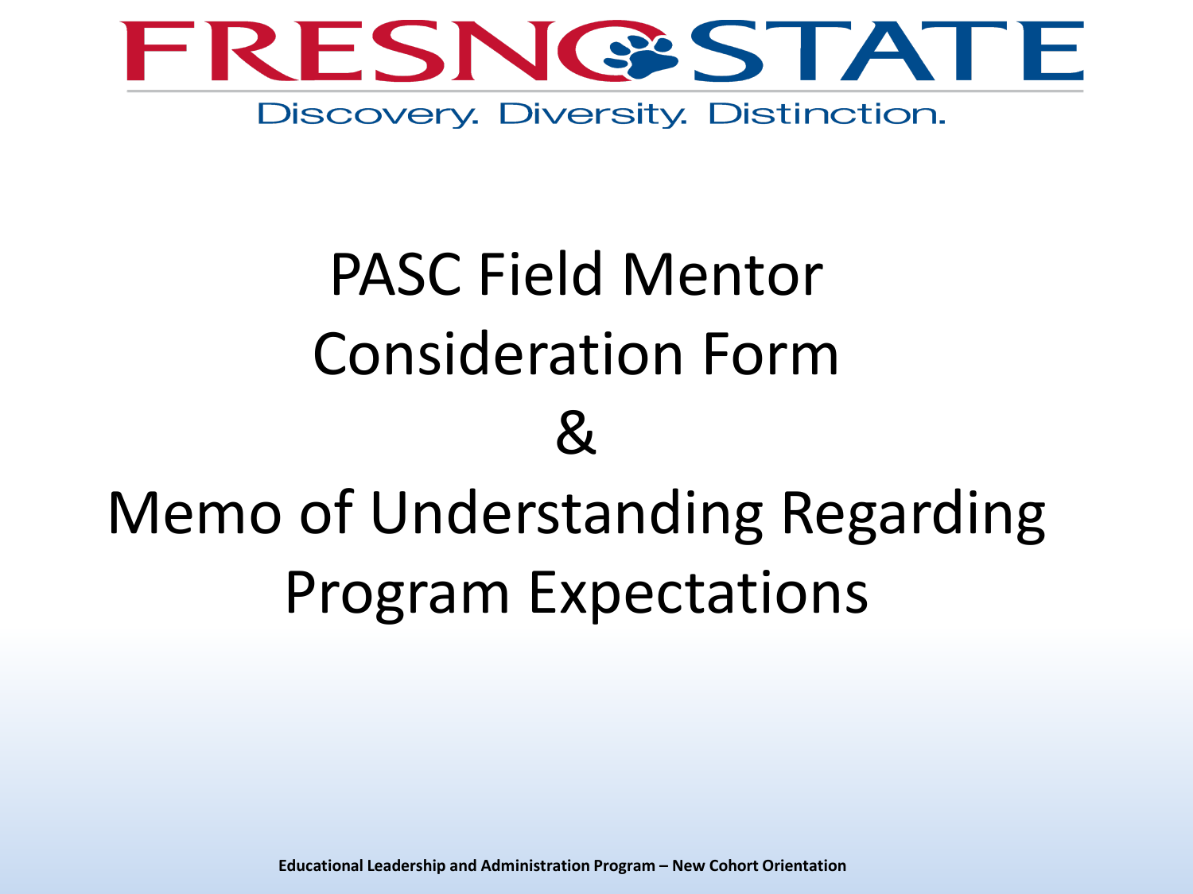FRESNO STATE

Discovery. Diversity. Distinction.

# PASC Field Mentor Consideration Form & Memo of Understanding Regarding Program Expectations

**Educational Leadership and Administration Program – New Cohort Orientation**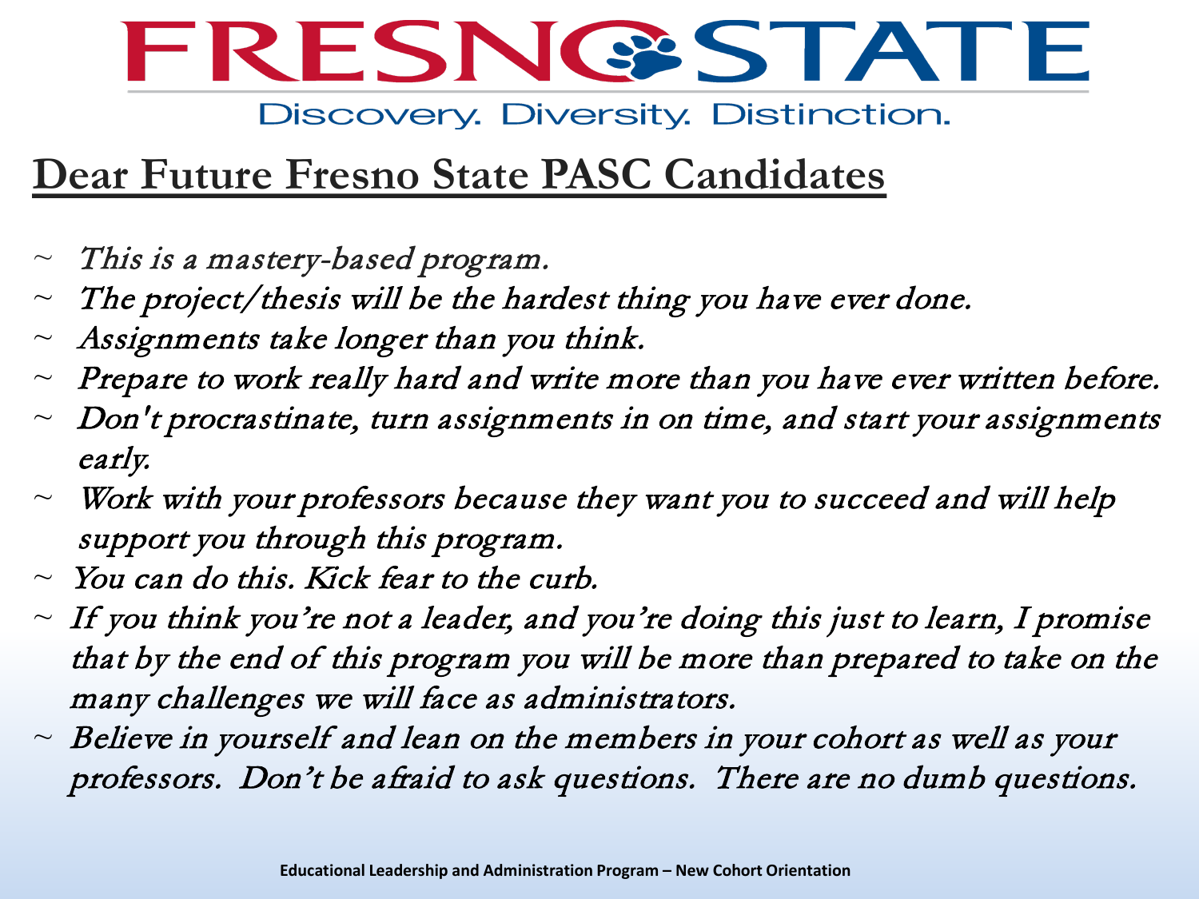# FRESNO STATE

Discovery. Diversity. Distinction.

## Dear Future Fresno State PASC Candidates

- ~ *This is a mastery-based program.*
- ~ *The project/thesis will be the hardest thing you have ever done.*
- ~ *Assignments take longer than you think.*
- ~ *Prepare to work really hard and write more than you have ever written before.*
- ~ *Don't procrastinate, turn assignments in on time, and start your assignments early.*
- ~ *Work with your professors because they want you to succeed and will help support you through this program.*
- ~ *You can do this. Kick fear to the curb.*
- ~ *If you think you're not a leader, and you're doing this just to learn, I promise that by the end of this program you will be more than prepared to take on the many challenges we will face as administrators.*
- ~ *Believe in yourself and lean on the members in your cohort as well as your professors. Don't be afraid to ask questions. There are no dumb questions.*

**Educational Leadership and Administration Program – New Cohort Orientation**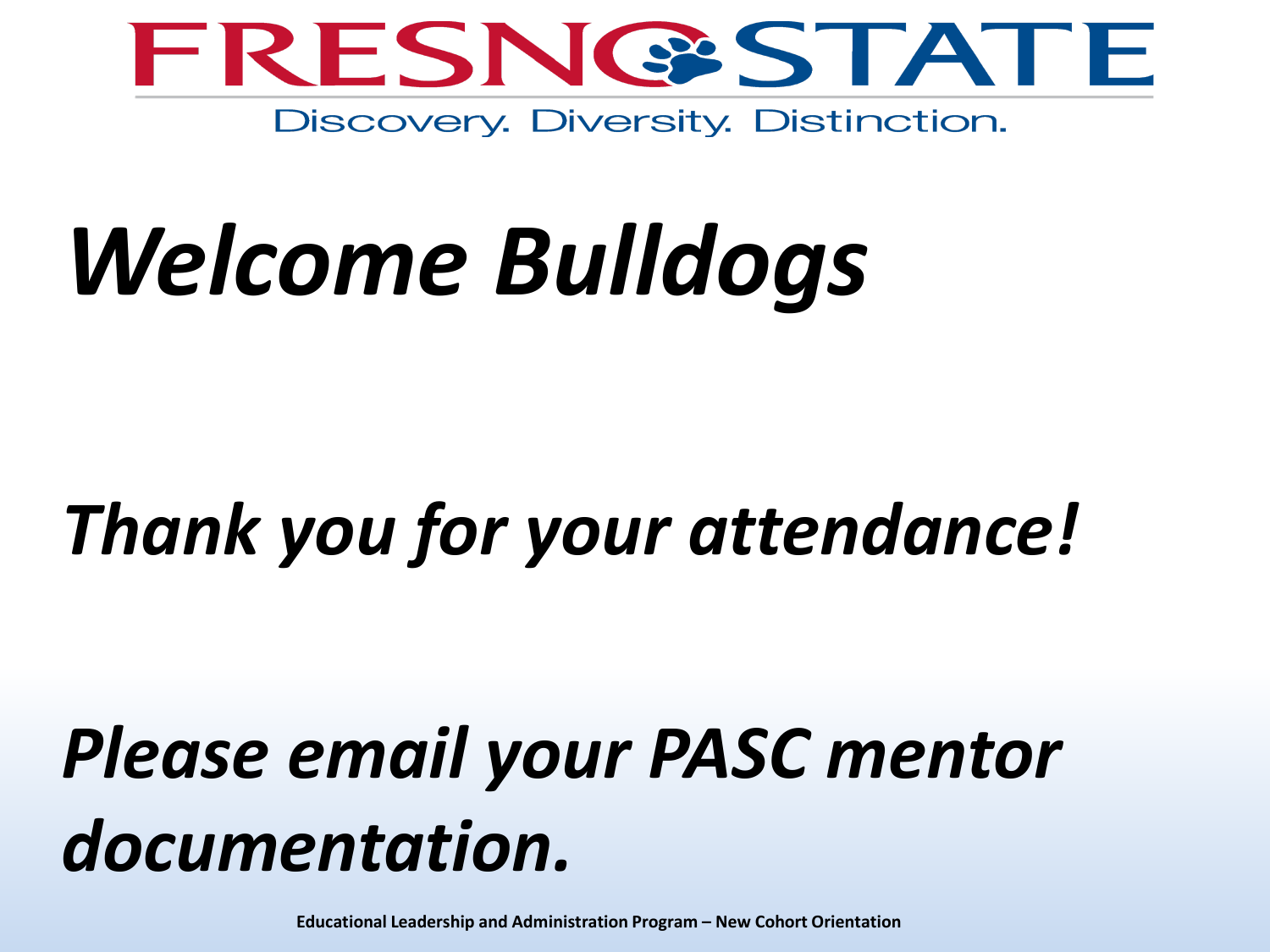FRESNO STATE

Discovery. Diversity. Distinction.

# *Welcome Bulldogs*

## *Thank you for your attendance!*

## *Please email your PASC mentor documentation.*

**Educational Leadership and Administration Program – New Cohort Orientation**